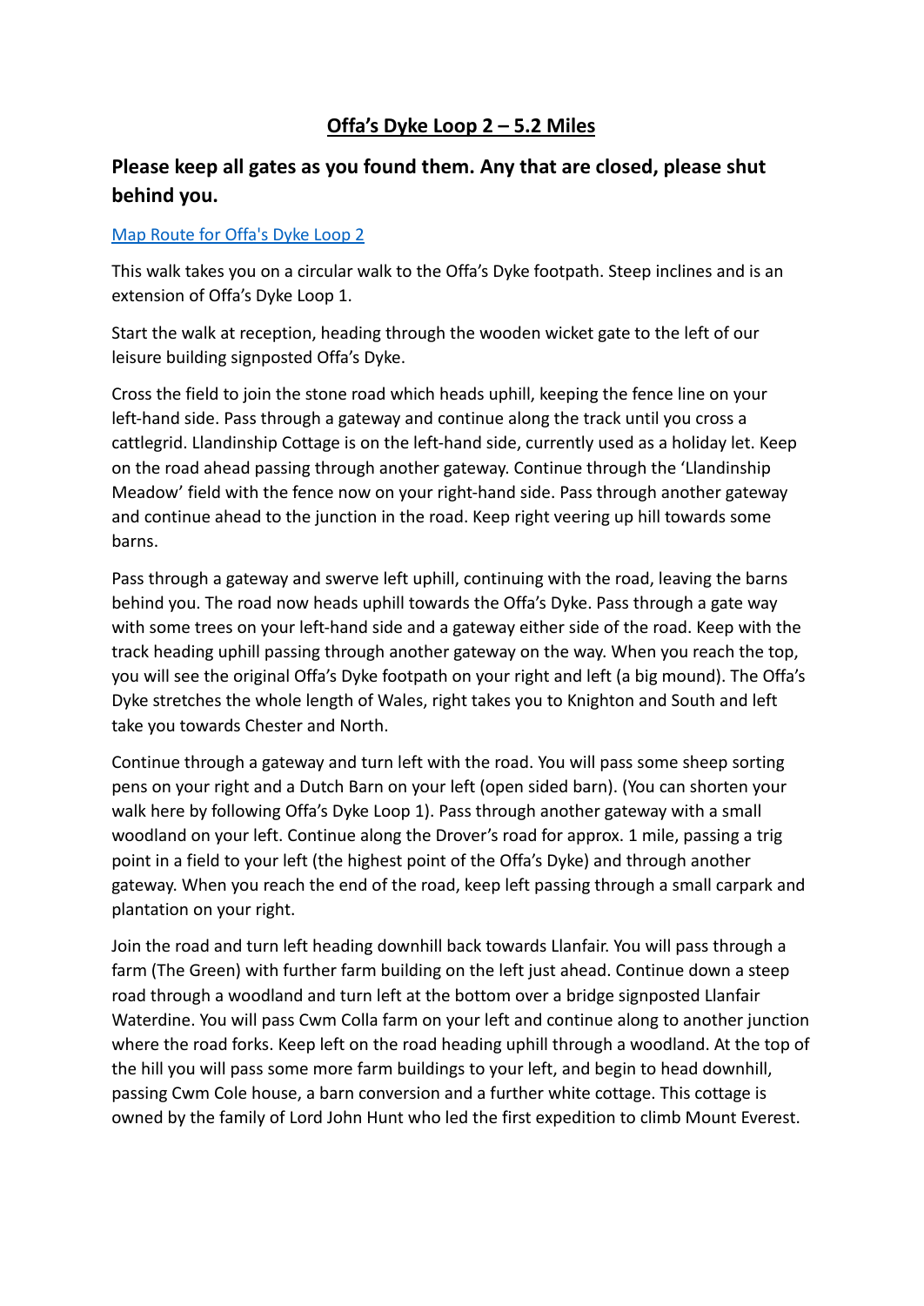# Offa's Dyke Loop 2 – 5.2 Miles

## Please keep all gates as you found them. Any that are closed, please shut behind you.

[Map Route for Offa's Dyke Loop 2]

This walk takes you on a circular walk to the Offa's Dyke footpath. Steep inclines and is an extension of Offa's Dyke Loop 1.

Start the walk at reception, heading through the wooden wicket gate to the left of our leisure building signposted Offa's Dyke.

Cross the field to join the stone road which heads uphill, keeping the fence line on your left-hand side. Pass through a gateway and continue along the track until you cross a cattlegrid. Llandinship Cottage is on the left-hand side, currently used as a holiday let. Keep on the road ahead passing through another gateway. Continue through the 'Llandinship Meadow' field with the fence now on your right-hand side. Pass through another gateway and continue ahead to the junction in the road. Keep right veering up hill towards some barns.

Pass through a gateway and swerve left uphill, continuing with the road, leaving the barns behind you. The road now heads uphill towards the Offa's Dyke. Pass through a gate way with some trees on your left-hand side and a gateway either side of the road. Keep with the track heading uphill passing through another gateway on the way. When you reach the top, you will see the original Offa's Dyke footpath on your right and left (a big mound). The Offa's Dyke stretches the whole length of Wales, right takes you to Knighton and South and left take you towards Chester and North.

Continue through a gateway and turn left with the road. You will pass some sheep sorting pens on your right and a Dutch Barn on your left (open sided barn). (You can shorten your walk here by following Offa's Dyke Loop 1). Pass through another gateway with a small woodland on your left. Continue along the Drover's road for approx. 1 mile, passing a trig point in a field to your left (the highest point of the Offa's Dyke) and through another gateway. When you reach the end of the road, keep left passing through a small carpark and plantation on your right.

Join the road and turn left heading downhill back towards Llanfair. You will pass through a farm (The Green) with further farm building on the left just ahead. Continue down a steep road through a woodland and turn left at the bottom over a bridge signposted Llanfair Waterdine. You will pass Cwm Colla farm on your left and continue along to another junction where the road forks. Keep left on the road heading uphill through a woodland. At the top of the hill you will pass some more farm buildings to your left, and begin to head downhill, passing Cwm Cole house, a barn conversion and a further white cottage. This cottage is owned by the family of Lord John Hunt who led the first expedition to climb Mount Everest.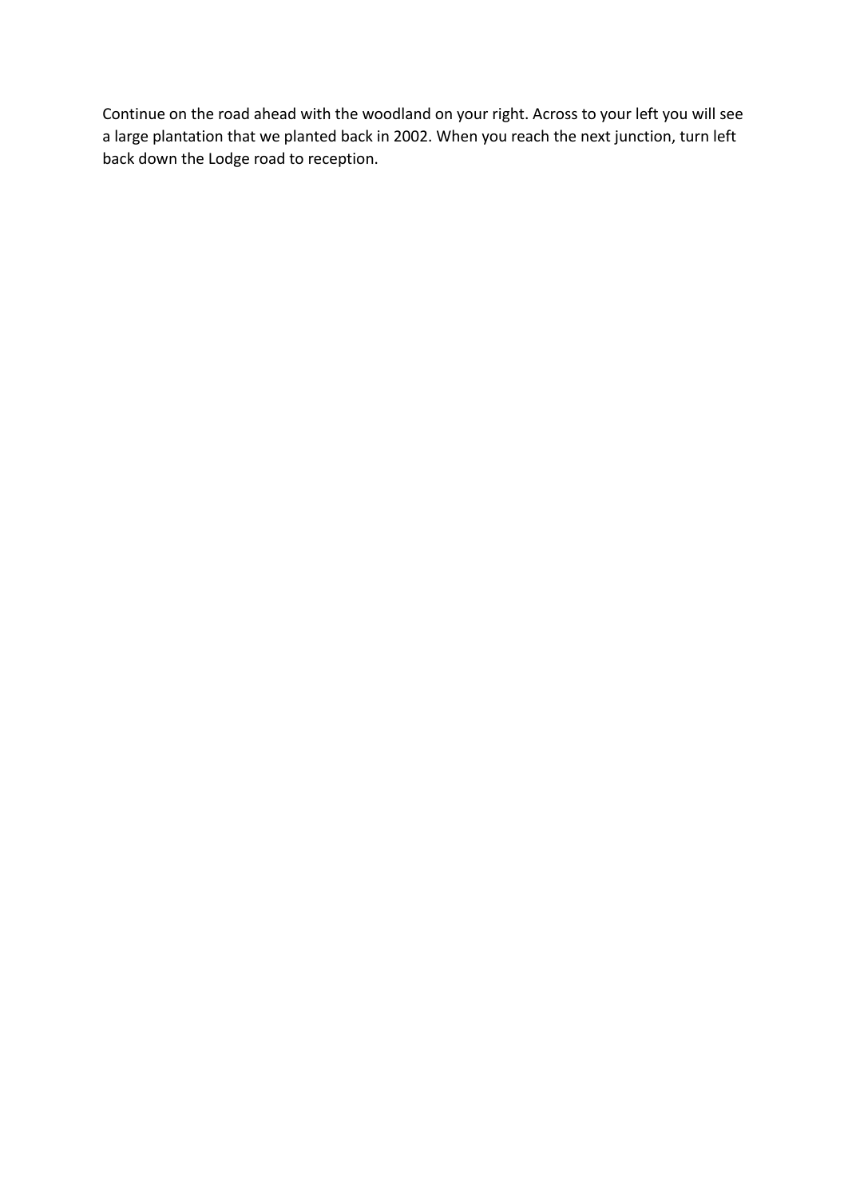Continue on the road ahead with the woodland on your right. Across to your left you will see a large plantation that we planted back in 2002. When you reach the next junction, turn left back down the Lodge road to reception.